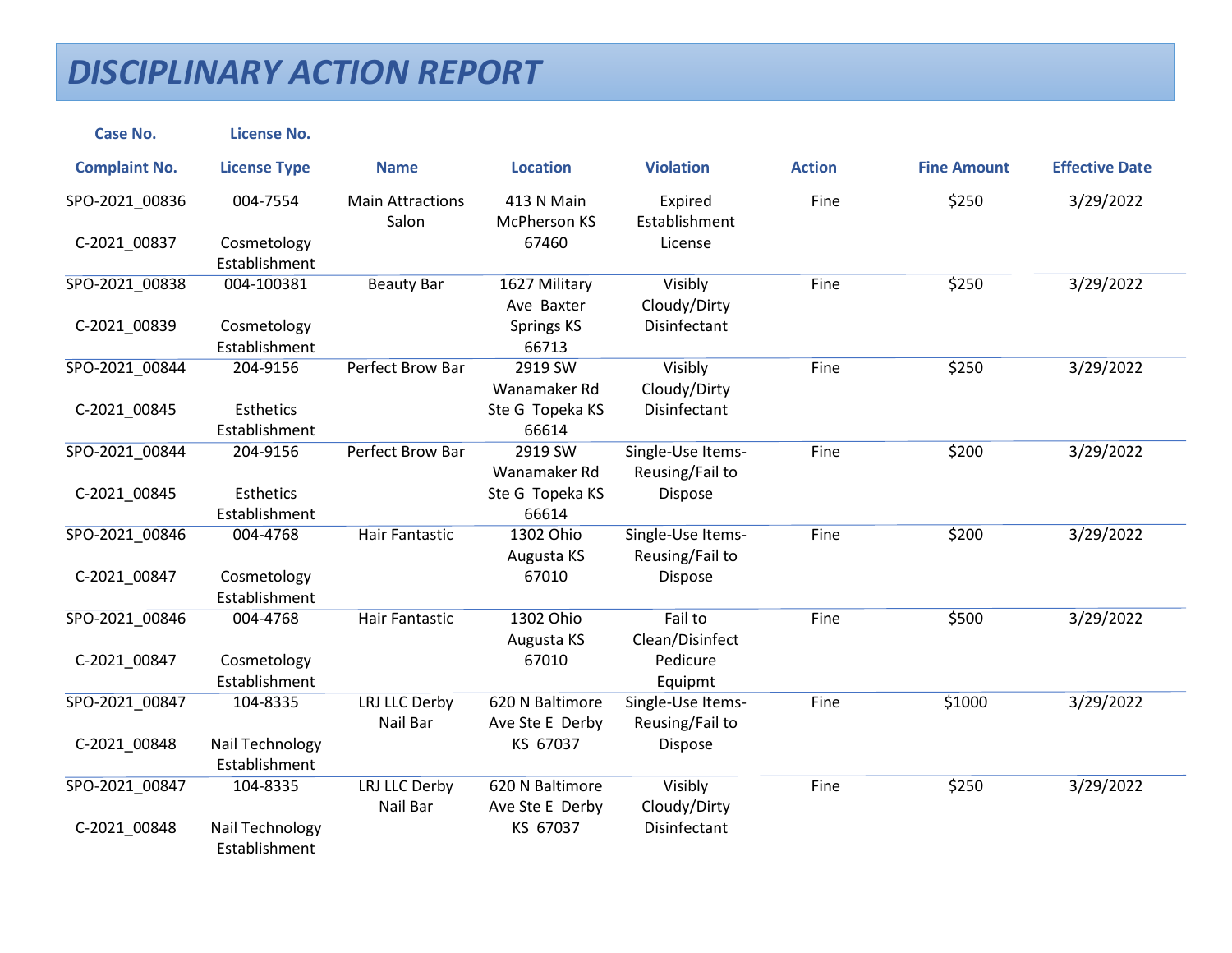# DISCIPLINARY ACTION REPORT

| Case No. / Complaint No. | License No. / License Type | Name | Location | Violation | Action | Fine Amount | Effective Date |
|---|---|---|---|---|---|---|---|
| SPO-2021_00836 C-2021_00837 | 004-7554 Cosmetology Establishment | Main Attractions Salon | 413 N Main McPherson KS 67460 | Expired Establishment License | Fine | $250 | 3/29/2022 |
| SPO-2021_00838 C-2021_00839 | 004-100381 Cosmetology Establishment | Beauty Bar | 1627 Military Ave Baxter Springs KS 66713 | Visibly Cloudy/Dirty Disinfectant | Fine | $250 | 3/29/2022 |
| SPO-2021_00844 C-2021_00845 | 204-9156 Esthetics Establishment | Perfect Brow Bar | 2919 SW Wanamaker Rd Ste G Topeka KS 66614 | Visibly Cloudy/Dirty Disinfectant | Fine | $250 | 3/29/2022 |
| SPO-2021_00844 C-2021_00845 | 204-9156 Esthetics Establishment | Perfect Brow Bar | 2919 SW Wanamaker Rd Ste G Topeka KS 66614 | Single-Use Items-Reusing/Fail to Dispose | Fine | $200 | 3/29/2022 |
| SPO-2021_00846 C-2021_00847 | 004-4768 Cosmetology Establishment | Hair Fantastic | 1302 Ohio Augusta KS 67010 | Single-Use Items-Reusing/Fail to Dispose | Fine | $200 | 3/29/2022 |
| SPO-2021_00846 C-2021_00847 | 004-4768 Cosmetology Establishment | Hair Fantastic | 1302 Ohio Augusta KS 67010 | Fail to Clean/Disinfect Pedicure Equipmt | Fine | $500 | 3/29/2022 |
| SPO-2021_00847 C-2021_00848 | 104-8335 Nail Technology Establishment | LRJ LLC Derby Nail Bar | 620 N Baltimore Ave Ste E Derby KS 67037 | Single-Use Items-Reusing/Fail to Dispose | Fine | $1000 | 3/29/2022 |
| SPO-2021_00847 C-2021_00848 | 104-8335 Nail Technology Establishment | LRJ LLC Derby Nail Bar | 620 N Baltimore Ave Ste E Derby KS 67037 | Visibly Cloudy/Dirty Disinfectant | Fine | $250 | 3/29/2022 |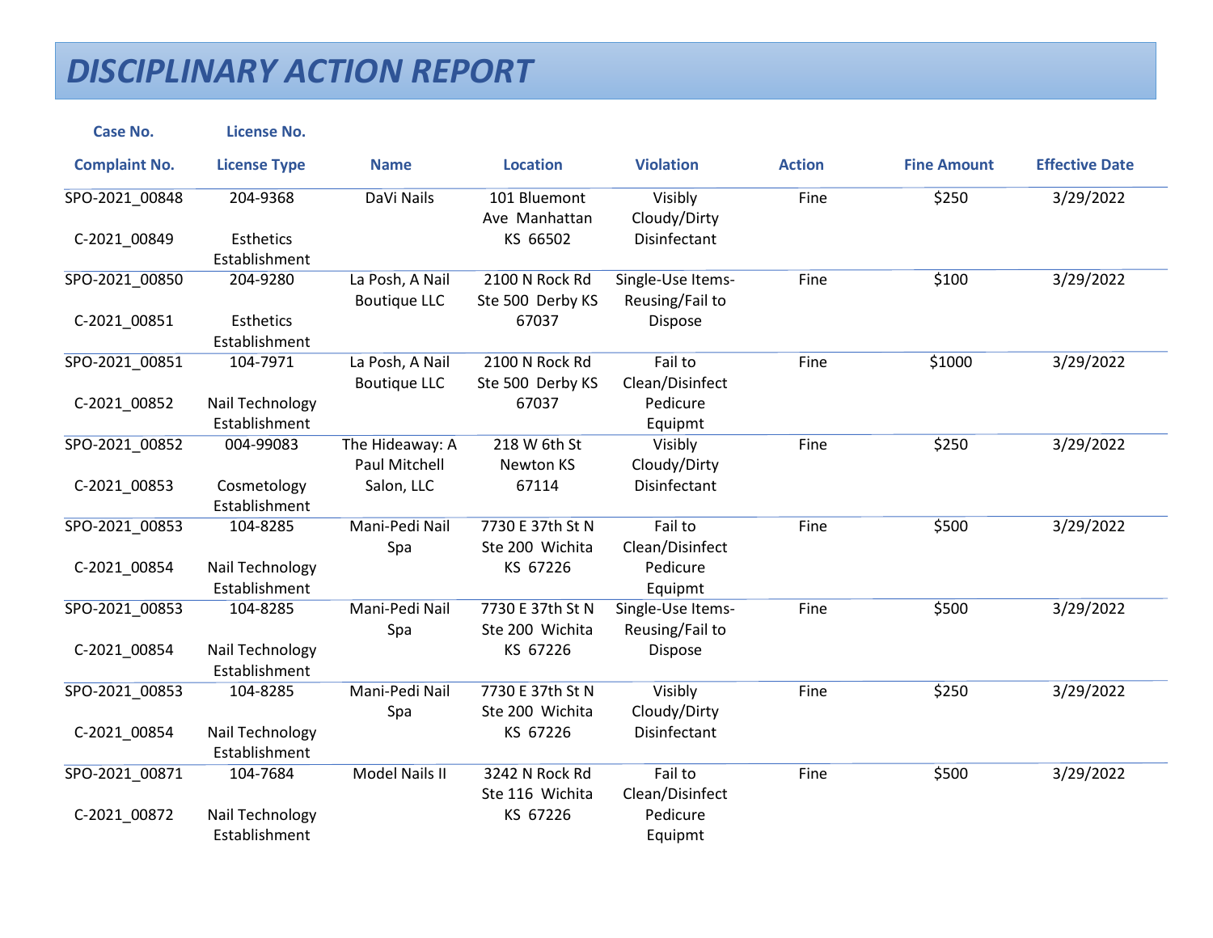# DISCIPLINARY ACTION REPORT

| Case No.<br>Complaint No. | License No.<br>License Type | Name | Location | Violation | Action | Fine Amount | Effective Date |
|---|---|---|---|---|---|---|---|
| SPO-2021_00848<br>C-2021_00849 | 204-9368<br>Esthetics Establishment | DaVi Nails | 101 Bluemont Ave Manhattan KS 66502 | Visibly Cloudy/Dirty Disinfectant | Fine | $250 | 3/29/2022 |
| SPO-2021_00850<br>C-2021_00851 | 204-9280<br>Esthetics Establishment | La Posh, A Nail Boutique LLC | 2100 N Rock Rd Ste 500 Derby KS 67037 | Single-Use Items-Reusing/Fail to Dispose | Fine | $100 | 3/29/2022 |
| SPO-2021_00851<br>C-2021_00852 | 104-7971<br>Nail Technology Establishment | La Posh, A Nail Boutique LLC | 2100 N Rock Rd Ste 500 Derby KS 67037 | Fail to Clean/Disinfect Pedicure Equipmt | Fine | $1000 | 3/29/2022 |
| SPO-2021_00852<br>C-2021_00853 | 004-99083<br>Cosmetology Establishment | The Hideaway: A Paul Mitchell Salon, LLC | 218 W 6th St Newton KS 67114 | Visibly Cloudy/Dirty Disinfectant | Fine | $250 | 3/29/2022 |
| SPO-2021_00853<br>C-2021_00854 | 104-8285<br>Nail Technology Establishment | Mani-Pedi Nail Spa | 7730 E 37th St N Ste 200 Wichita KS 67226 | Fail to Clean/Disinfect Pedicure Equipmt | Fine | $500 | 3/29/2022 |
| SPO-2021_00853<br>C-2021_00854 | 104-8285<br>Nail Technology Establishment | Mani-Pedi Nail Spa | 7730 E 37th St N Ste 200 Wichita KS 67226 | Single-Use Items-Reusing/Fail to Dispose | Fine | $500 | 3/29/2022 |
| SPO-2021_00853<br>C-2021_00854 | 104-8285<br>Nail Technology Establishment | Mani-Pedi Nail Spa | 7730 E 37th St N Ste 200 Wichita KS 67226 | Visibly Cloudy/Dirty Disinfectant | Fine | $250 | 3/29/2022 |
| SPO-2021_00871<br>C-2021_00872 | 104-7684<br>Nail Technology Establishment | Model Nails II | 3242 N Rock Rd Ste 116 Wichita KS 67226 | Fail to Clean/Disinfect Pedicure Equipmt | Fine | $500 | 3/29/2022 |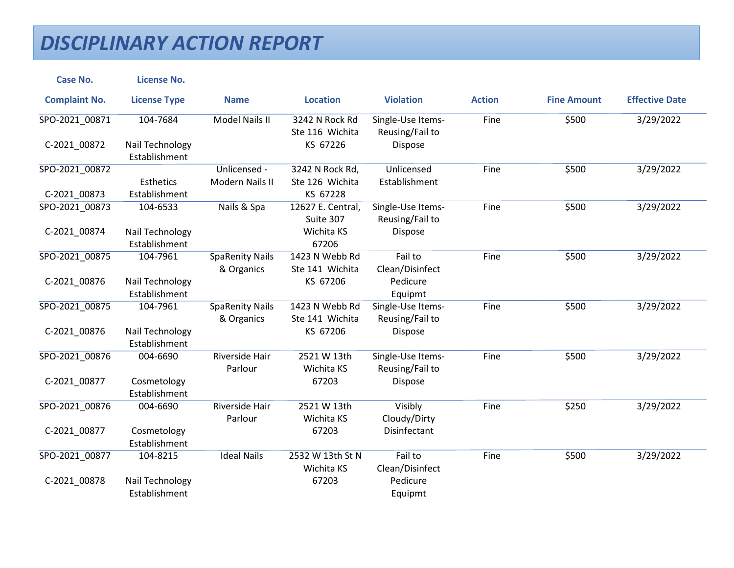# DISCIPLINARY ACTION REPORT

| Case No. / Complaint No. | License No. / License Type | Name | Location | Violation | Action | Fine Amount | Effective Date |
|---|---|---|---|---|---|---|---|
| SPO-2021_00871 C-2021_00872 | 104-7684 Nail Technology Establishment | Model Nails II | 3242 N Rock Rd Ste 116 Wichita KS 67226 | Single-Use Items-Reusing/Fail to Dispose | Fine | $500 | 3/29/2022 |
| SPO-2021_00872 C-2021_00873 | Esthetics Establishment | Unlicensed - Modern Nails II | 3242 N Rock Rd, Ste 126 Wichita KS 67228 | Unlicensed Establishment | Fine | $500 | 3/29/2022 |
| SPO-2021_00873 C-2021_00874 | 104-6533 Nail Technology Establishment | Nails & Spa | 12627 E. Central, Suite 307 Wichita KS 67206 | Single-Use Items-Reusing/Fail to Dispose | Fine | $500 | 3/29/2022 |
| SPO-2021_00875 C-2021_00876 | 104-7961 Nail Technology Establishment | SpaRenity Nails & Organics | 1423 N Webb Rd Ste 141 Wichita KS 67206 | Fail to Clean/Disinfect Pedicure Equipmt | Fine | $500 | 3/29/2022 |
| SPO-2021_00875 C-2021_00876 | 104-7961 Nail Technology Establishment | SpaRenity Nails & Organics | 1423 N Webb Rd Ste 141 Wichita KS 67206 | Single-Use Items-Reusing/Fail to Dispose | Fine | $500 | 3/29/2022 |
| SPO-2021_00876 C-2021_00877 | 004-6690 Cosmetology Establishment | Riverside Hair Parlour | 2521 W 13th Wichita KS 67203 | Single-Use Items-Reusing/Fail to Dispose | Fine | $500 | 3/29/2022 |
| SPO-2021_00876 C-2021_00877 | 004-6690 Cosmetology Establishment | Riverside Hair Parlour | 2521 W 13th Wichita KS 67203 | Visibly Cloudy/Dirty Disinfectant | Fine | $250 | 3/29/2022 |
| SPO-2021_00877 C-2021_00878 | 104-8215 Nail Technology Establishment | Ideal Nails | 2532 W 13th St N Wichita KS 67203 | Fail to Clean/Disinfect Pedicure Equipmt | Fine | $500 | 3/29/2022 |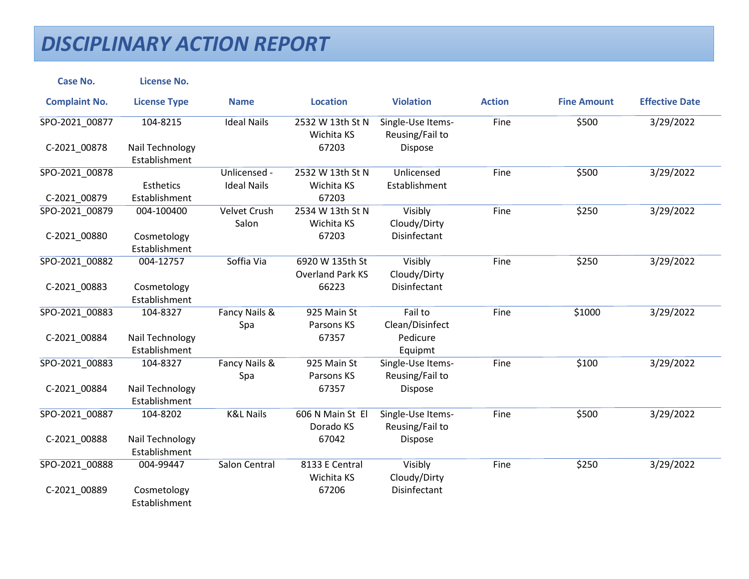# DISCIPLINARY ACTION REPORT

| Case No.<br>Complaint No. | License No.<br>License Type | Name | Location | Violation | Action | Fine Amount | Effective Date |
|---|---|---|---|---|---|---|---|
| SPO-2021_00877<br>C-2021_00878 | 104-8215<br>Nail Technology Establishment | Ideal Nails | 2532 W 13th St N Wichita KS 67203 | Single-Use Items-Reusing/Fail to Dispose | Fine | $500 | 3/29/2022 |
| SPO-2021_00878<br>C-2021_00879 | Esthetics Establishment | Unlicensed - Ideal Nails | 2532 W 13th St N Wichita KS 67203 | Unlicensed Establishment | Fine | $500 | 3/29/2022 |
| SPO-2021_00879<br>C-2021_00880 | 004-100400<br>Cosmetology Establishment | Velvet Crush Salon | 2534 W 13th St N Wichita KS 67203 | Visibly Cloudy/Dirty Disinfectant | Fine | $250 | 3/29/2022 |
| SPO-2021_00882<br>C-2021_00883 | 004-12757<br>Cosmetology Establishment | Soffia Via | 6920 W 135th St Overland Park KS 66223 | Visibly Cloudy/Dirty Disinfectant | Fine | $250 | 3/29/2022 |
| SPO-2021_00883<br>C-2021_00884 | 104-8327<br>Nail Technology Establishment | Fancy Nails & Spa | 925 Main St Parsons KS 67357 | Fail to Clean/Disinfect Pedicure Equipmt | Fine | $1000 | 3/29/2022 |
| SPO-2021_00883<br>C-2021_00884 | 104-8327<br>Nail Technology Establishment | Fancy Nails & Spa | 925 Main St Parsons KS 67357 | Single-Use Items-Reusing/Fail to Dispose | Fine | $100 | 3/29/2022 |
| SPO-2021_00887<br>C-2021_00888 | 104-8202<br>Nail Technology Establishment | K&L Nails | 606 N Main St El Dorado KS 67042 | Single-Use Items-Reusing/Fail to Dispose | Fine | $500 | 3/29/2022 |
| SPO-2021_00888<br>C-2021_00889 | 004-99447<br>Cosmetology Establishment | Salon Central | 8133 E Central Wichita KS 67206 | Visibly Cloudy/Dirty Disinfectant | Fine | $250 | 3/29/2022 |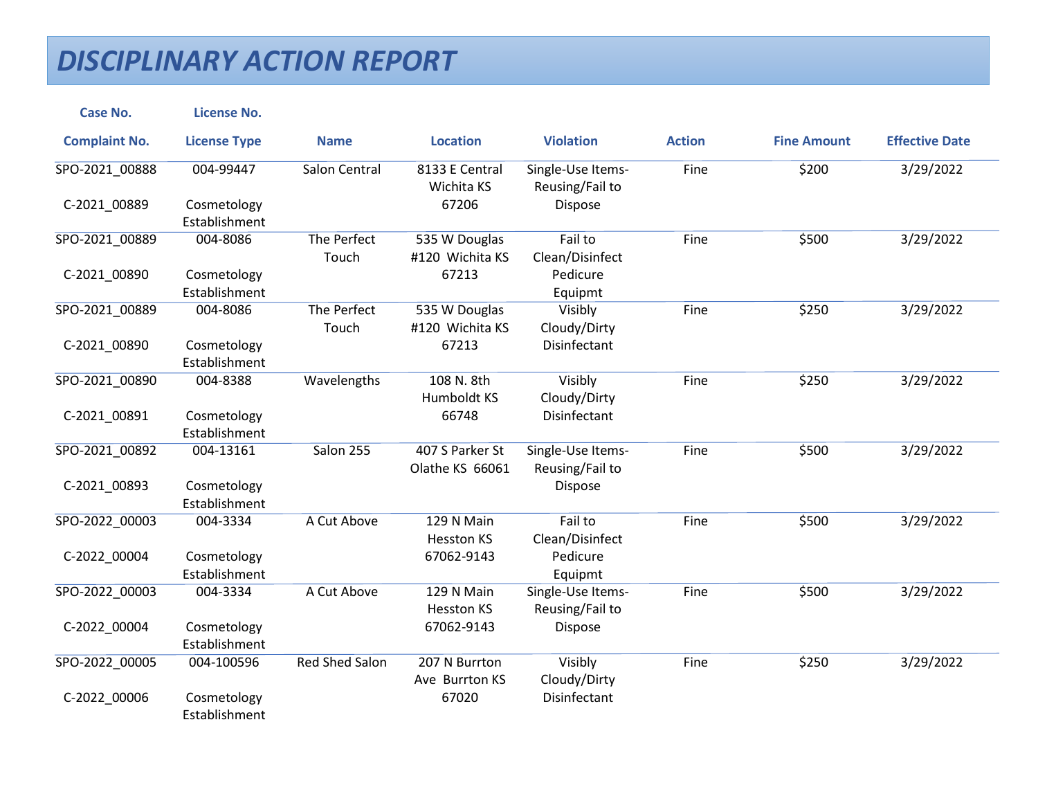# DISCIPLINARY ACTION REPORT

| Case No.<br>Complaint No. | License No.<br>License Type | Name | Location | Violation | Action | Fine Amount | Effective Date |
|---|---|---|---|---|---|---|---|
| SPO-2021_00888<br>C-2021_00889 | 004-99447<br>Cosmetology Establishment | Salon Central | 8133 E Central Wichita KS 67206 | Single-Use Items-Reusing/Fail to Dispose | Fine | $200 | 3/29/2022 |
| SPO-2021_00889<br>C-2021_00890 | 004-8086<br>Cosmetology Establishment | The Perfect Touch | 535 W Douglas #120 Wichita KS 67213 | Fail to Clean/Disinfect Pedicure Equipmt | Fine | $500 | 3/29/2022 |
| SPO-2021_00889<br>C-2021_00890 | 004-8086<br>Cosmetology Establishment | The Perfect Touch | 535 W Douglas #120 Wichita KS 67213 | Visibly Cloudy/Dirty Disinfectant | Fine | $250 | 3/29/2022 |
| SPO-2021_00890<br>C-2021_00891 | 004-8388<br>Cosmetology Establishment | Wavelengths | 108 N. 8th Humboldt KS 66748 | Visibly Cloudy/Dirty Disinfectant | Fine | $250 | 3/29/2022 |
| SPO-2021_00892<br>C-2021_00893 | 004-13161<br>Cosmetology Establishment | Salon 255 | 407 S Parker St Olathe KS 66061 | Single-Use Items-Reusing/Fail to Dispose | Fine | $500 | 3/29/2022 |
| SPO-2022_00003<br>C-2022_00004 | 004-3334<br>Cosmetology Establishment | A Cut Above | 129 N Main Hesston KS 67062-9143 | Fail to Clean/Disinfect Pedicure Equipmt | Fine | $500 | 3/29/2022 |
| SPO-2022_00003<br>C-2022_00004 | 004-3334<br>Cosmetology Establishment | A Cut Above | 129 N Main Hesston KS 67062-9143 | Single-Use Items-Reusing/Fail to Dispose | Fine | $500 | 3/29/2022 |
| SPO-2022_00005<br>C-2022_00006 | 004-100596<br>Cosmetology Establishment | Red Shed Salon | 207 N Burrton Ave Burrton KS 67020 | Visibly Cloudy/Dirty Disinfectant | Fine | $250 | 3/29/2022 |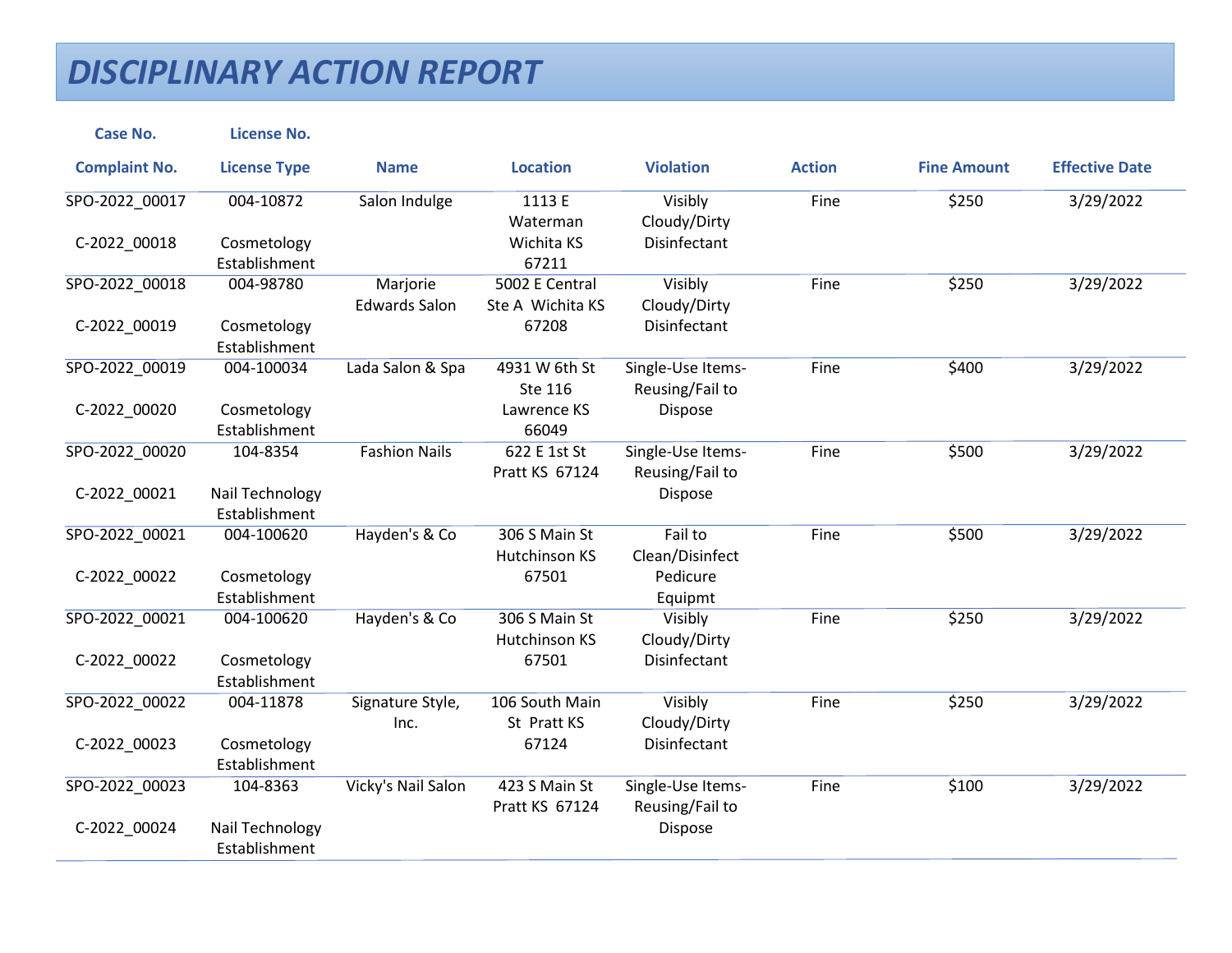# DISCIPLINARY ACTION REPORT

| Case No.<br>Complaint No. | License No.<br>License Type | Name | Location | Violation | Action | Fine Amount | Effective Date |
|---|---|---|---|---|---|---|---|
| SPO-2022_00017<br>C-2022_00018 | 004-10872<br>Cosmetology Establishment | Salon Indulge | 1113 E Waterman Wichita KS 67211 | Visibly Cloudy/Dirty Disinfectant | Fine | $250 | 3/29/2022 |
| SPO-2022_00018<br>C-2022_00019 | 004-98780<br>Cosmetology Establishment | Marjorie Edwards Salon | 5002 E Central Ste A Wichita KS 67208 | Visibly Cloudy/Dirty Disinfectant | Fine | $250 | 3/29/2022 |
| SPO-2022_00019<br>C-2022_00020 | 004-100034<br>Cosmetology Establishment | Lada Salon & Spa | 4931 W 6th St Ste 116 Lawrence KS 66049 | Single-Use Items-Reusing/Fail to Dispose | Fine | $400 | 3/29/2022 |
| SPO-2022_00020<br>C-2022_00021 | 104-8354<br>Nail Technology Establishment | Fashion Nails | 622 E 1st St Pratt KS 67124 | Single-Use Items-Reusing/Fail to Dispose | Fine | $500 | 3/29/2022 |
| SPO-2022_00021<br>C-2022_00022 | 004-100620<br>Cosmetology Establishment | Hayden's & Co | 306 S Main St Hutchinson KS 67501 | Fail to Clean/Disinfect Pedicure Equipmt | Fine | $500 | 3/29/2022 |
| SPO-2022_00021<br>C-2022_00022 | 004-100620<br>Cosmetology Establishment | Hayden's & Co | 306 S Main St Hutchinson KS 67501 | Visibly Cloudy/Dirty Disinfectant | Fine | $250 | 3/29/2022 |
| SPO-2022_00022<br>C-2022_00023 | 004-11878<br>Cosmetology Establishment | Signature Style, Inc. | 106 South Main St Pratt KS 67124 | Visibly Cloudy/Dirty Disinfectant | Fine | $250 | 3/29/2022 |
| SPO-2022_00023<br>C-2022_00024 | 104-8363<br>Nail Technology Establishment | Vicky's Nail Salon | 423 S Main St Pratt KS 67124 | Single-Use Items-Reusing/Fail to Dispose | Fine | $100 | 3/29/2022 |